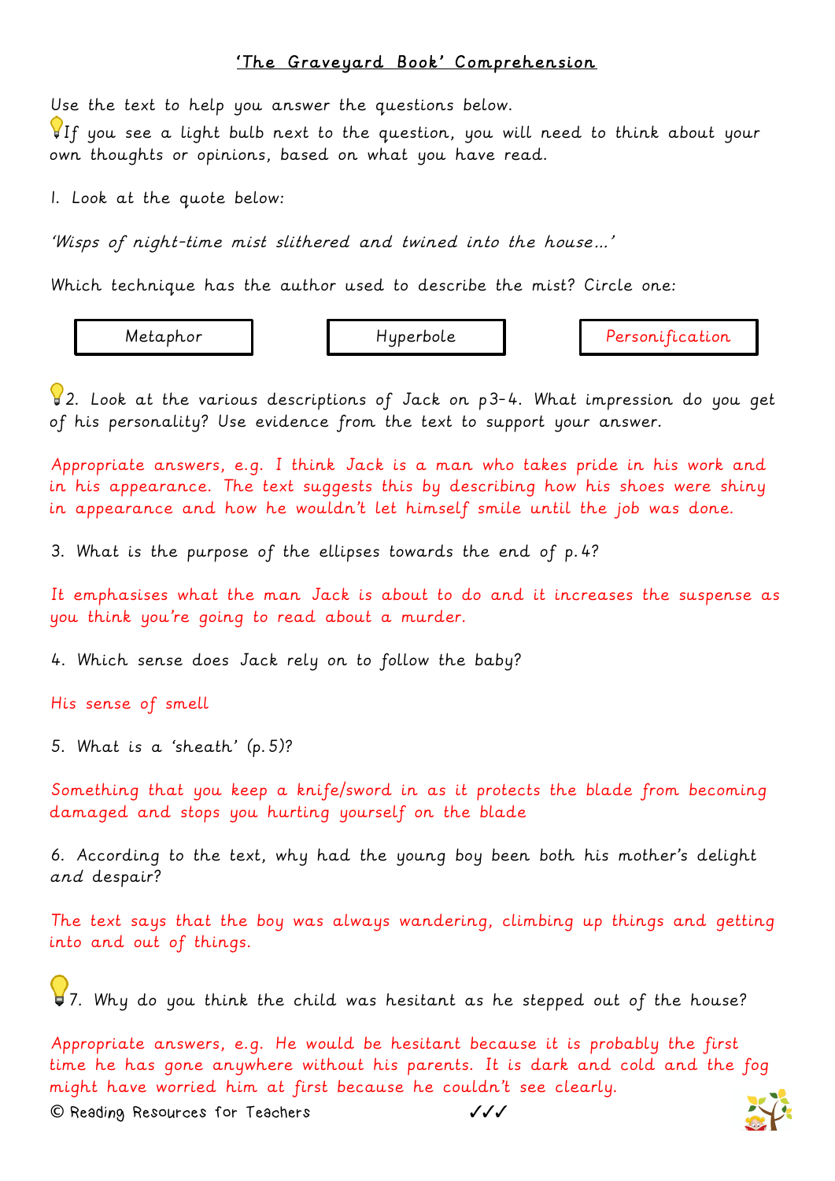# 'The Graveyard Book' Comprehension

Use the text to help you answer the questions below.

💡If you see a light bulb next to the question, you will need to think about your own thoughts or opinions, based on what you have read.

1. Look at the quote below:

*'Wisps of night-time mist slithered and twined into the house…'*

Which technique has the author used to describe the mist? Circle one:

| Metaphor | Hyperbole | Personification |
|---|---|---|

💡2. Look at the various descriptions of Jack on p3-4. What impression do you get of his personality? Use evidence from the text to support your answer.

Appropriate answers, e.g. I think Jack is a man who takes pride in his work and in his appearance. The text suggests this by describing how his shoes were shiny in appearance and how he wouldn't let himself smile until the job was done.

3. What is the purpose of the ellipses towards the end of p.4?

It emphasises what the man Jack is about to do and it increases the suspense as you think you're going to read about a murder.

4. Which sense does Jack rely on to follow the baby?

His sense of smell

5. What is a 'sheath' (p.5)?

Something that you keep a knife/sword in as it protects the blade from becoming damaged and stops you hurting yourself on the blade

6. According to the text, why had the young boy been both his mother's delight and despair?

The text says that the boy was always wandering, climbing up things and getting into and out of things.

💡7. Why do you think the child was hesitant as he stepped out of the house?

Appropriate answers, e.g. He would be hesitant because it is probably the first time he has gone anywhere without his parents. It is dark and cold and the fog might have worried him at first because he couldn't see clearly.

© Reading Resources for Teachers ✓✓✓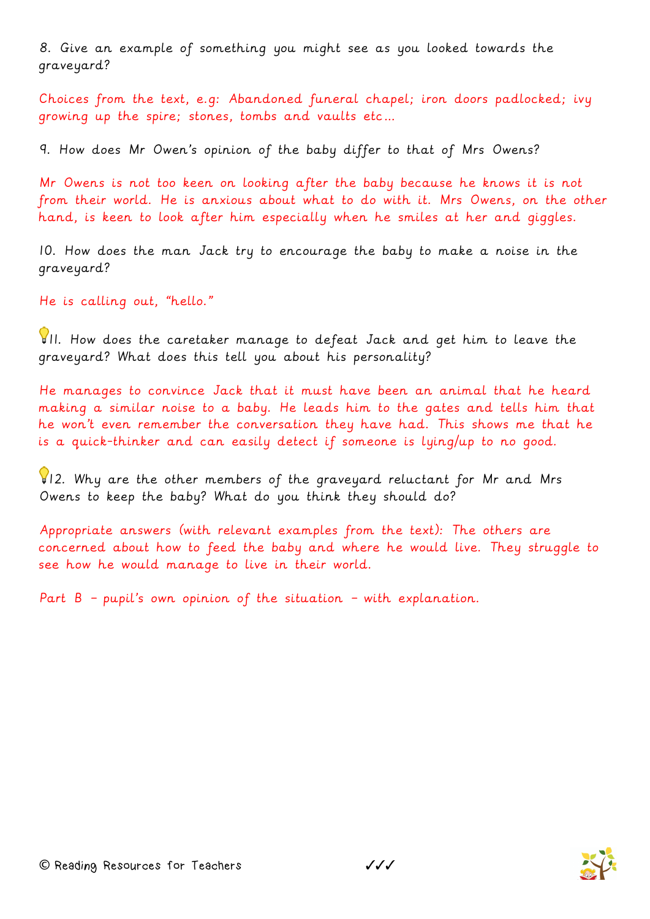8. Give an example of something you might see as you looked towards the graveyard?

Choices from the text, e.g: Abandoned funeral chapel; iron doors padlocked; ivy growing up the spire; stones, tombs and vaults etc…

9. How does Mr Owen's opinion of the baby differ to that of Mrs Owens?

Mr Owens is not too keen on looking after the baby because he knows it is not from their world. He is anxious about what to do with it. Mrs Owens, on the other hand, is keen to look after him especially when he smiles at her and giggles.

10. How does the man Jack try to encourage the baby to make a noise in the graveyard?

He is calling out, "hello."

11. How does the caretaker manage to defeat Jack and get him to leave the graveyard? What does this tell you about his personality?

He manages to convince Jack that it must have been an animal that he heard making a similar noise to a baby. He leads him to the gates and tells him that he won't even remember the conversation they have had. This shows me that he is a quick-thinker and can easily detect if someone is lying/up to no good.

12. Why are the other members of the graveyard reluctant for Mr and Mrs Owens to keep the baby? What do you think they should do?

Appropriate answers (with relevant examples from the text): The others are concerned about how to feed the baby and where he would live. They struggle to see how he would manage to live in their world.

Part B – pupil's own opinion of the situation – with explanation.

© Reading Resources for Teachers ✓✓✓